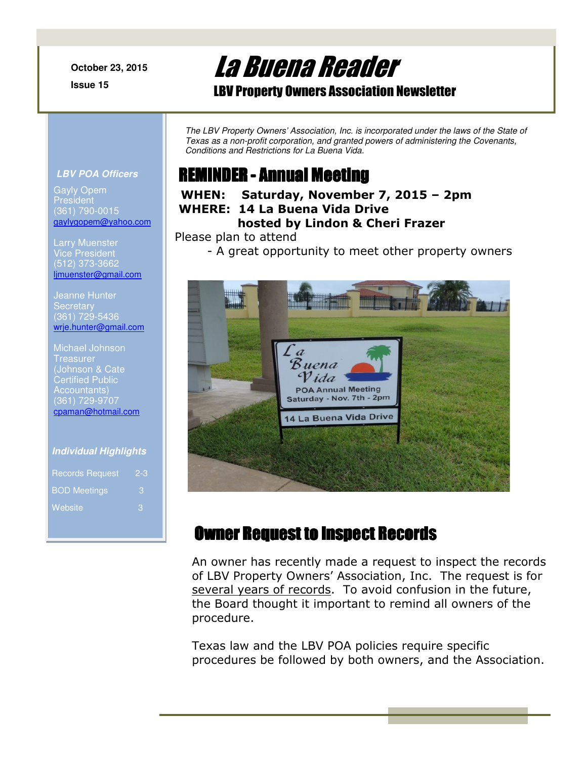October 23, 2015

Issue 15

# La Buena Reader

## LBV Property Owners Association Newsletter

*The LBV Property Owners' Association, Inc. is incorporated under the laws of the State of Texas as a non-profit corporation, and granted powers of administering the Covenants, Conditions and Restrictions for La Buena Vida.*

## REMINDER - Annual Meeting

**WHEN: Saturday, November 7, 2015 – 2pm**

**WHERE: 14 La Buena Vida Drive**

**hosted by Lindon & Cheri Frazer**

Please plan to attend

- A great opportunity to meet other property owners

## Owner Request to Inspect Records

An owner has recently made a request to inspect the records of LBV Property Owners' Association, Inc. The request is for several years of records. To avoid confusion in the future, the Board thought it important to remind all owners of the procedure.

Texas law and the LBV POA policies require specific procedures be followed by both owners, and the Association.

***LBV POA Officers***

Gayly Opem
President
(361) 790-0015
gaylygopem@yahoo.com

Larry Muenster
Vice President
(512) 373-3662
ljmuenster@gmail.com

Jeanne Hunter
Secretary
(361) 729-5436
wrje.hunter@gmail.com

Michael Johnson
Treasurer
(Johnson & Cate Certified Public Accountants)
(361) 729-9707
cpaman@hotmail.com

***Individual Highlights***

| | |
|---|---|
| Records Request | 2-3 |
| BOD Meetings | 3 |
| Website | 3 |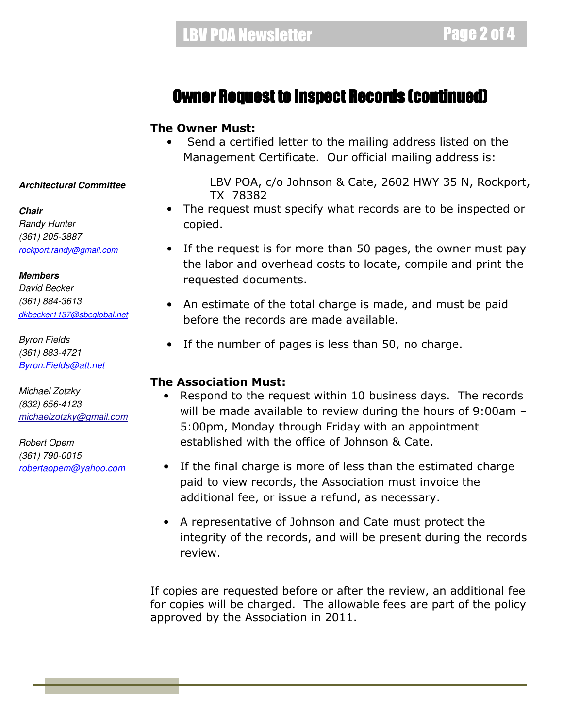## Owner Request to Inspect Records (continued)

**The Owner Must:**

- Send a certified letter to the mailing address listed on the Management Certificate. Our official mailing address is:

  LBV POA, c/o Johnson & Cate, 2602 HWY 35 N, Rockport, TX 78382

- The request must specify what records are to be inspected or copied.
- If the request is for more than 50 pages, the owner must pay the labor and overhead costs to locate, compile and print the requested documents.
- An estimate of the total charge is made, and must be paid before the records are made available.
- If the number of pages is less than 50, no charge.

**The Association Must:**

- Respond to the request within 10 business days. The records will be made available to review during the hours of 9:00am – 5:00pm, Monday through Friday with an appointment established with the office of Johnson & Cate.
- If the final charge is more of less than the estimated charge paid to view records, the Association must invoice the additional fee, or issue a refund, as necessary.
- A representative of Johnson and Cate must protect the integrity of the records, and will be present during the records review.

If copies are requested before or after the review, an additional fee for copies will be charged. The allowable fees are part of the policy approved by the Association in 2011.

---

***Architectural Committee***

***Chair***
*Randy Hunter*
*(361) 205-3887*
*rockport.randy@gmail.com*

***Members***
*David Becker*
*(361) 884-3613*
*dkbecker1137@sbcglobal.net*

*Byron Fields*
*(361) 883-4721*
*Byron.Fields@att.net*

*Michael Zotzky*
*(832) 656-4123*
*michaelzotzky@gmail.com*

*Robert Opem*
*(361) 790-0015*
*robertaopem@yahoo.com*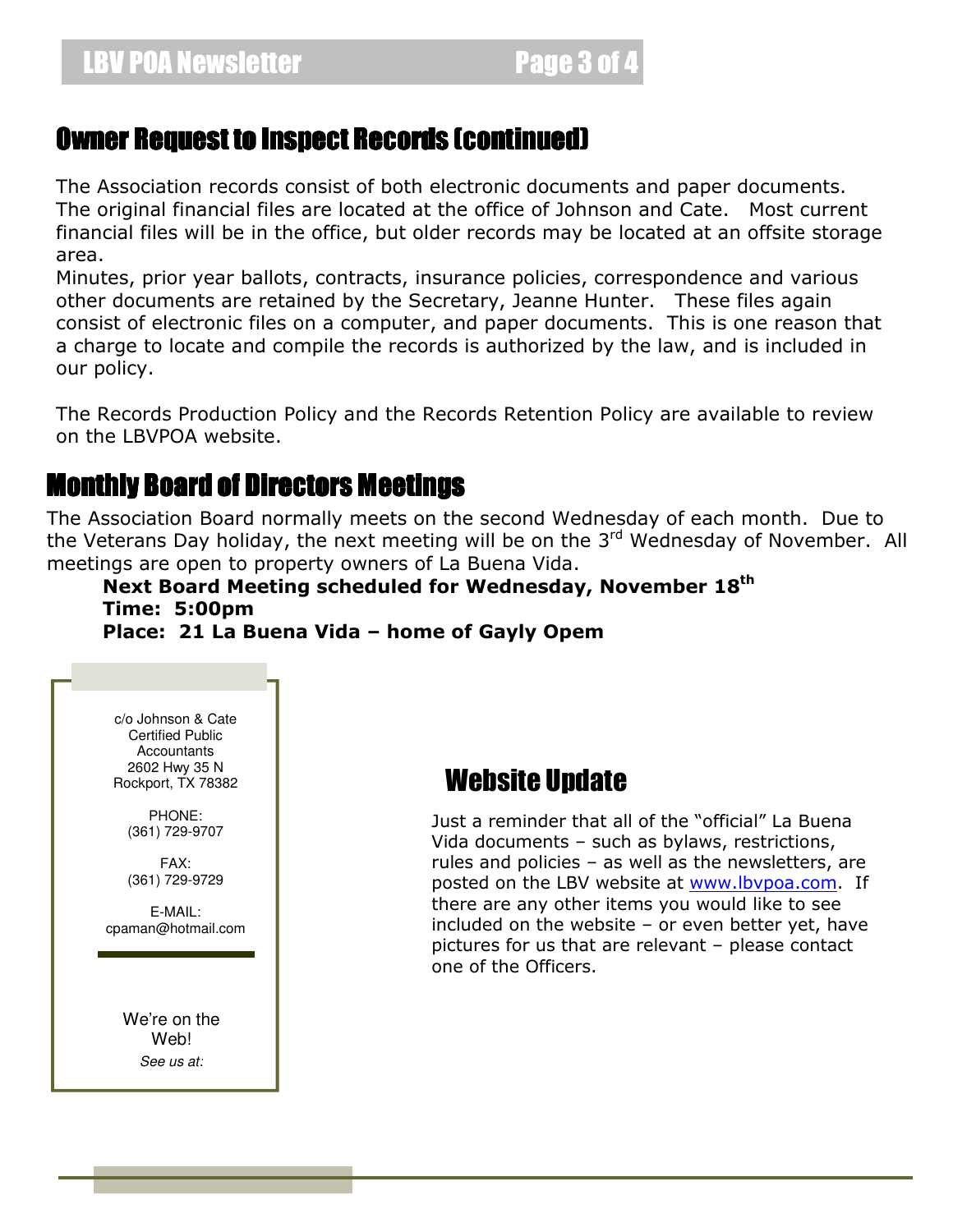## Owner Request to Inspect Records (continued)

The Association records consist of both electronic documents and paper documents. The original financial files are located at the office of Johnson and Cate. Most current financial files will be in the office, but older records may be located at an offsite storage area.

Minutes, prior year ballots, contracts, insurance policies, correspondence and various other documents are retained by the Secretary, Jeanne Hunter. These files again consist of electronic files on a computer, and paper documents. This is one reason that a charge to locate and compile the records is authorized by the law, and is included in our policy.

The Records Production Policy and the Records Retention Policy are available to review on the LBVPOA website.

## Monthly Board of Directors Meetings

The Association Board normally meets on the second Wednesday of each month. Due to the Veterans Day holiday, the next meeting will be on the 3rd Wednesday of November. All meetings are open to property owners of La Buena Vida.

**Next Board Meeting scheduled for Wednesday, November 18th**
**Time: 5:00pm**
**Place: 21 La Buena Vida – home of Gayly Opem**

c/o Johnson & Cate
Certified Public Accountants
2602 Hwy 35 N
Rockport, TX 78382

PHONE:
(361) 729-9707

FAX:
(361) 729-9729

E-MAIL:
cpaman@hotmail.com

We're on the Web!
*See us at:*

## Website Update

Just a reminder that all of the "official" La Buena Vida documents – such as bylaws, restrictions, rules and policies – as well as the newsletters, are posted on the LBV website at www.lbvpoa.com. If there are any other items you would like to see included on the website – or even better yet, have pictures for us that are relevant – please contact one of the Officers.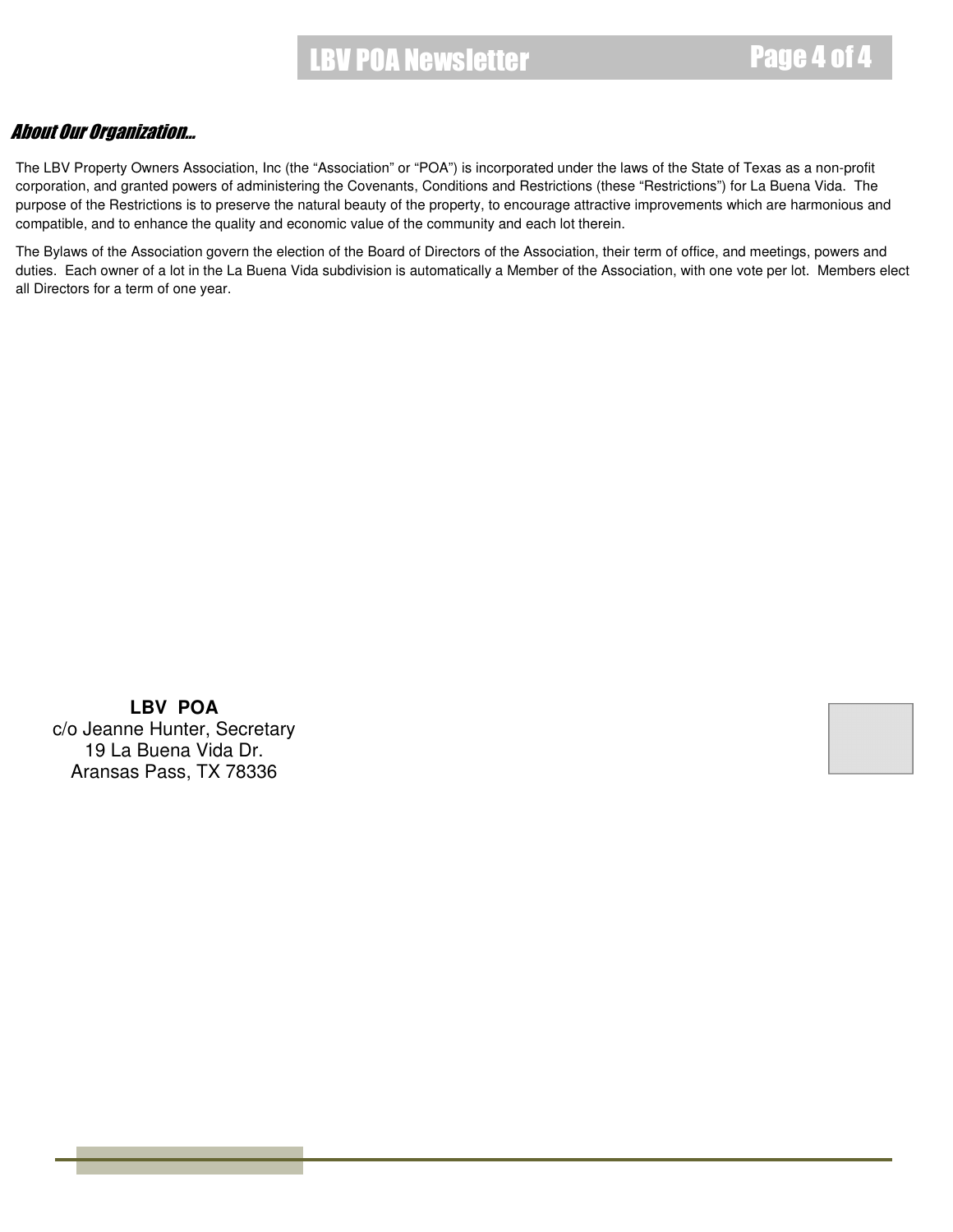## *About Our Organization…*

The LBV Property Owners Association, Inc (the "Association" or "POA") is incorporated under the laws of the State of Texas as a non-profit corporation, and granted powers of administering the Covenants, Conditions and Restrictions (these "Restrictions") for La Buena Vida. The purpose of the Restrictions is to preserve the natural beauty of the property, to encourage attractive improvements which are harmonious and compatible, and to enhance the quality and economic value of the community and each lot therein.

The Bylaws of the Association govern the election of the Board of Directors of the Association, their term of office, and meetings, powers and duties. Each owner of a lot in the La Buena Vida subdivision is automatically a Member of the Association, with one vote per lot. Members elect all Directors for a term of one year.

**LBV POA**
c/o Jeanne Hunter, Secretary
19 La Buena Vida Dr.
Aransas Pass, TX 78336